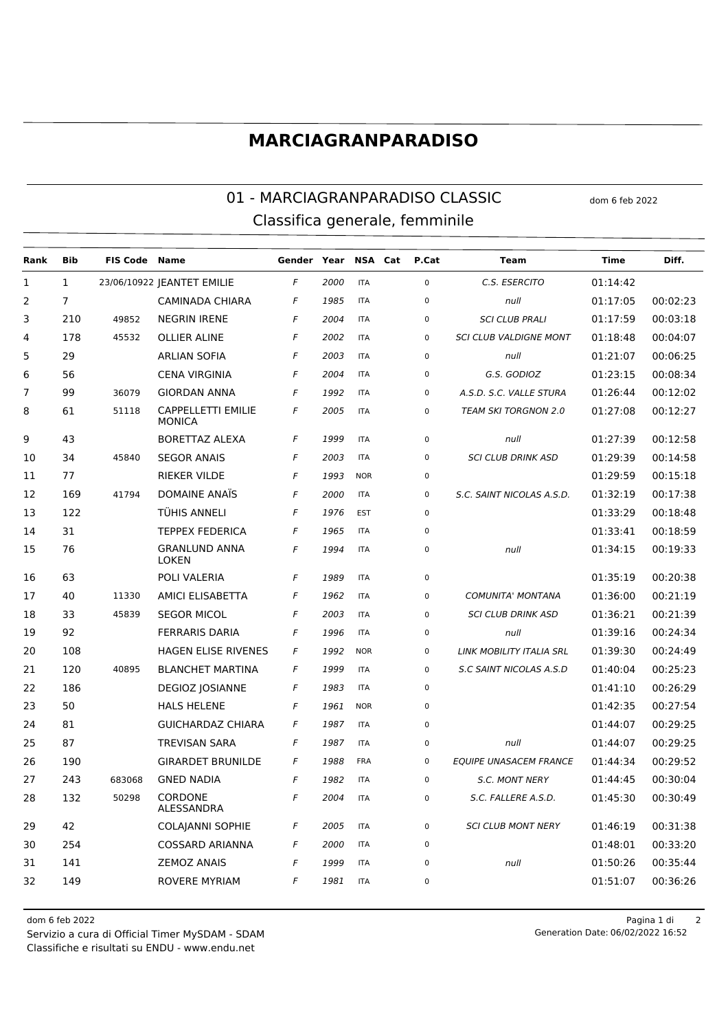# MARCIAGRANPARADISO

## 01 - MARCIAGRANPARADISO CLASSIC

dom 6 feb 2022

### Classifica generale, femminile

| Rank | Bib | FIS Code | Name | Gender | Year | NSA | Cat | P.Cat | Team | Time | Diff. |
|---|---|---|---|---|---|---|---|---|---|---|---|
| 1 | 1 | 23/06/10922 | JEANTET EMILIE | F | 2000 | ITA | | 0 | C.S. ESERCITO | 01:14:42 | |
| 2 | 7 | | CAMINADA CHIARA | F | 1985 | ITA | | 0 | null | 01:17:05 | 00:02:23 |
| 3 | 210 | 49852 | NEGRIN IRENE | F | 2004 | ITA | | 0 | SCI CLUB PRALI | 01:17:59 | 00:03:18 |
| 4 | 178 | 45532 | OLLIER ALINE | F | 2002 | ITA | | 0 | SCI CLUB VALDIGNE MONT | 01:18:48 | 00:04:07 |
| 5 | 29 | | ARLIAN SOFIA | F | 2003 | ITA | | 0 | null | 01:21:07 | 00:06:25 |
| 6 | 56 | | CENA VIRGINIA | F | 2004 | ITA | | 0 | G.S. GODIOZ | 01:23:15 | 00:08:34 |
| 7 | 99 | 36079 | GIORDAN ANNA | F | 1992 | ITA | | 0 | A.S.D. S.C. VALLE STURA | 01:26:44 | 00:12:02 |
| 8 | 61 | 51118 | CAPPELLETTI EMILIE MONICA | F | 2005 | ITA | | 0 | TEAM SKI TORGNON 2.0 | 01:27:08 | 00:12:27 |
| 9 | 43 | | BORETTAZ ALEXA | F | 1999 | ITA | | 0 | null | 01:27:39 | 00:12:58 |
| 10 | 34 | 45840 | SEGOR ANAIS | F | 2003 | ITA | | 0 | SCI CLUB DRINK ASD | 01:29:39 | 00:14:58 |
| 11 | 77 | | RIEKER VILDE | F | 1993 | NOR | | 0 | | 01:29:59 | 00:15:18 |
| 12 | 169 | 41794 | DOMAINE ANAÏS | F | 2000 | ITA | | 0 | S.C. SAINT NICOLAS A.S.D. | 01:32:19 | 00:17:38 |
| 13 | 122 | | TÜHIS ANNELI | F | 1976 | EST | | 0 | | 01:33:29 | 00:18:48 |
| 14 | 31 | | TEPPEX FEDERICA | F | 1965 | ITA | | 0 | | 01:33:41 | 00:18:59 |
| 15 | 76 | | GRANLUND ANNA LOKEN | F | 1994 | ITA | | 0 | null | 01:34:15 | 00:19:33 |
| 16 | 63 | | POLI VALERIA | F | 1989 | ITA | | 0 | | 01:35:19 | 00:20:38 |
| 17 | 40 | 11330 | AMICI ELISABETTA | F | 1962 | ITA | | 0 | COMUNITA' MONTANA | 01:36:00 | 00:21:19 |
| 18 | 33 | 45839 | SEGOR MICOL | F | 2003 | ITA | | 0 | SCI CLUB DRINK ASD | 01:36:21 | 00:21:39 |
| 19 | 92 | | FERRARIS DARIA | F | 1996 | ITA | | 0 | null | 01:39:16 | 00:24:34 |
| 20 | 108 | | HAGEN ELISE RIVENES | F | 1992 | NOR | | 0 | LINK MOBILITY ITALIA SRL | 01:39:30 | 00:24:49 |
| 21 | 120 | 40895 | BLANCHET MARTINA | F | 1999 | ITA | | 0 | S.C SAINT NICOLAS A.S.D | 01:40:04 | 00:25:23 |
| 22 | 186 | | DEGIOZ JOSIANNE | F | 1983 | ITA | | 0 | | 01:41:10 | 00:26:29 |
| 23 | 50 | | HALS HELENE | F | 1961 | NOR | | 0 | | 01:42:35 | 00:27:54 |
| 24 | 81 | | GUICHARDAZ CHIARA | F | 1987 | ITA | | 0 | | 01:44:07 | 00:29:25 |
| 25 | 87 | | TREVISAN SARA | F | 1987 | ITA | | 0 | null | 01:44:07 | 00:29:25 |
| 26 | 190 | | GIRARDET BRUNILDE | F | 1988 | FRA | | 0 | EQUIPE UNASACEM FRANCE | 01:44:34 | 00:29:52 |
| 27 | 243 | 683068 | GNED NADIA | F | 1982 | ITA | | 0 | S.C. MONT NERY | 01:44:45 | 00:30:04 |
| 28 | 132 | 50298 | CORDONE ALESSANDRA | F | 2004 | ITA | | 0 | S.C. FALLERE A.S.D. | 01:45:30 | 00:30:49 |
| 29 | 42 | | COLAJANNI SOPHIE | F | 2005 | ITA | | 0 | SCI CLUB MONT NERY | 01:46:19 | 00:31:38 |
| 30 | 254 | | COSSARD ARIANNA | F | 2000 | ITA | | 0 | | 01:48:01 | 00:33:20 |
| 31 | 141 | | ZEMOZ ANAIS | F | 1999 | ITA | | 0 | null | 01:50:26 | 00:35:44 |
| 32 | 149 | | ROVERE MYRIAM | F | 1981 | ITA | | 0 | | 01:51:07 | 00:36:26 |

dom 6 feb 2022
Servizio a cura di Official Timer MySDAM - SDAM
Classifiche e risultati su ENDU - www.endu.net
Generation Date: 06/02/2022 16:52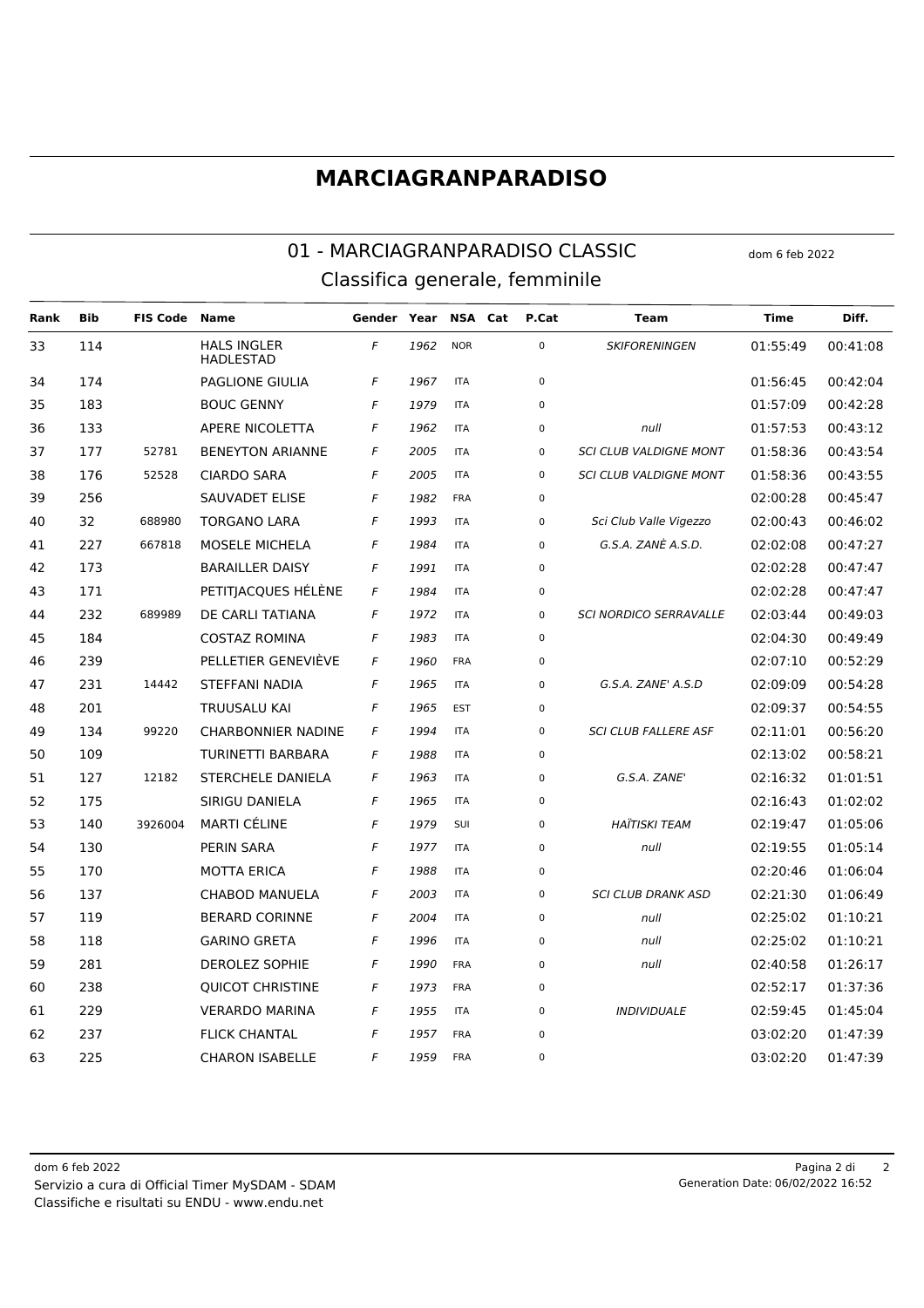# MARCIAGRANPARADISO

## 01 - MARCIAGRANPARADISO CLASSIC

dom 6 feb 2022

### Classifica generale, femminile

| Rank | Bib | FIS Code | Name | Gender | Year | NSA | Cat | P.Cat | Team | Time | Diff. |
|---|---|---|---|---|---|---|---|---|---|---|---|
| 33 | 114 | | HALS INGLER HADLESTAD | *F* | *1962* | NOR | | 0 | *SKIFORENINGEN* | 01:55:49 | 00:41:08 |
| 34 | 174 | | PAGLIONE GIULIA | *F* | *1967* | ITA | | 0 | | 01:56:45 | 00:42:04 |
| 35 | 183 | | BOUC GENNY | *F* | *1979* | ITA | | 0 | | 01:57:09 | 00:42:28 |
| 36 | 133 | | APERE NICOLETTA | *F* | *1962* | ITA | | 0 | *null* | 01:57:53 | 00:43:12 |
| 37 | 177 | 52781 | BENEYTON ARIANNE | *F* | *2005* | ITA | | 0 | *SCI CLUB VALDIGNE MONT* | 01:58:36 | 00:43:54 |
| 38 | 176 | 52528 | CIARDO SARA | *F* | *2005* | ITA | | 0 | *SCI CLUB VALDIGNE MONT* | 01:58:36 | 00:43:55 |
| 39 | 256 | | SAUVADET ELISE | *F* | *1982* | FRA | | 0 | | 02:00:28 | 00:45:47 |
| 40 | 32 | 688980 | TORGANO LARA | *F* | *1993* | ITA | | 0 | *Sci Club Valle Vigezzo* | 02:00:43 | 00:46:02 |
| 41 | 227 | 667818 | MOSELE MICHELA | *F* | *1984* | ITA | | 0 | *G.S.A. ZANÈ A.S.D.* | 02:02:08 | 00:47:27 |
| 42 | 173 | | BARAILLER DAISY | *F* | *1991* | ITA | | 0 | | 02:02:28 | 00:47:47 |
| 43 | 171 | | PETITJACQUES HÉLÈNE | *F* | *1984* | ITA | | 0 | | 02:02:28 | 00:47:47 |
| 44 | 232 | 689989 | DE CARLI TATIANA | *F* | *1972* | ITA | | 0 | *SCI NORDICO SERRAVALLE* | 02:03:44 | 00:49:03 |
| 45 | 184 | | COSTAZ ROMINA | *F* | *1983* | ITA | | 0 | | 02:04:30 | 00:49:49 |
| 46 | 239 | | PELLETIER GENEVIÈVE | *F* | *1960* | FRA | | 0 | | 02:07:10 | 00:52:29 |
| 47 | 231 | 14442 | STEFFANI NADIA | *F* | *1965* | ITA | | 0 | *G.S.A. ZANE' A.S.D* | 02:09:09 | 00:54:28 |
| 48 | 201 | | TRUUSALU KAI | *F* | *1965* | EST | | 0 | | 02:09:37 | 00:54:55 |
| 49 | 134 | 99220 | CHARBONNIER NADINE | *F* | *1994* | ITA | | 0 | *SCI CLUB FALLERE ASF* | 02:11:01 | 00:56:20 |
| 50 | 109 | | TURINETTI BARBARA | *F* | *1988* | ITA | | 0 | | 02:13:02 | 00:58:21 |
| 51 | 127 | 12182 | STERCHELE DANIELA | *F* | *1963* | ITA | | 0 | *G.S.A. ZANE'* | 02:16:32 | 01:01:51 |
| 52 | 175 | | SIRIGU DANIELA | *F* | *1965* | ITA | | 0 | | 02:16:43 | 01:02:02 |
| 53 | 140 | 3926004 | MARTI CÉLINE | *F* | *1979* | SUI | | 0 | *HAÏTISKI TEAM* | 02:19:47 | 01:05:06 |
| 54 | 130 | | PERIN SARA | *F* | *1977* | ITA | | 0 | *null* | 02:19:55 | 01:05:14 |
| 55 | 170 | | MOTTA ERICA | *F* | *1988* | ITA | | 0 | | 02:20:46 | 01:06:04 |
| 56 | 137 | | CHABOD MANUELA | *F* | *2003* | ITA | | 0 | *SCI CLUB DRANK ASD* | 02:21:30 | 01:06:49 |
| 57 | 119 | | BERARD CORINNE | *F* | *2004* | ITA | | 0 | *null* | 02:25:02 | 01:10:21 |
| 58 | 118 | | GARINO GRETA | *F* | *1996* | ITA | | 0 | *null* | 02:25:02 | 01:10:21 |
| 59 | 281 | | DEROLEZ SOPHIE | *F* | *1990* | FRA | | 0 | *null* | 02:40:58 | 01:26:17 |
| 60 | 238 | | QUICOT CHRISTINE | *F* | *1973* | FRA | | 0 | | 02:52:17 | 01:37:36 |
| 61 | 229 | | VERARDO MARINA | *F* | *1955* | ITA | | 0 | *INDIVIDUALE* | 02:59:45 | 01:45:04 |
| 62 | 237 | | FLICK CHANTAL | *F* | *1957* | FRA | | 0 | | 03:02:20 | 01:47:39 |
| 63 | 225 | | CHARON ISABELLE | *F* | *1959* | FRA | | 0 | | 03:02:20 | 01:47:39 |

dom 6 feb 2022
Servizio a cura di Official Timer MySDAM - SDAM
Classifiche e risultati su ENDU - www.endu.net

Generation Date: 06/02/2022 16:52